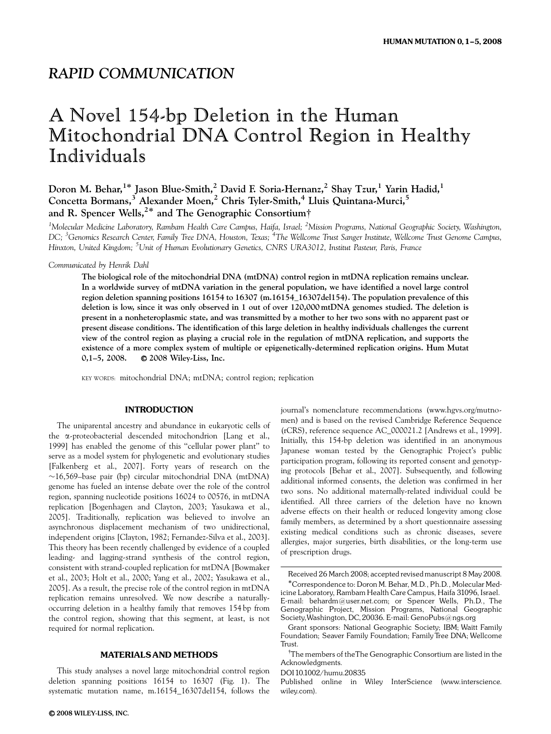## RAPID COMMUNICATION

# A Novel 154-bp Deletion in the Human Mitochondrial DNA Control Region in Healthy Individuals

**Doron M. Behar,[1]* Jason Blue-Smith,[2] David F. Soria-Hernanz,[2] Shay Tzur,[1] Yarin Hadid,[1] Concetta Bormans,[3] Alexander Moen,[2] Chris Tyler-Smith,[4] Lluis Quintana-Murci,[5] and R. Spencer Wells,[2]* and The Genographic Consortium†**

[1]*Molecular Medicine Laboratory, Rambam Health Care Campus, Haifa, Israel;* [2]*Mission Programs, National Geographic Society, Washington, DC;* [3]*Genomics Research Center, Family Tree DNA, Houston, Texas;* [4]*The Wellcome Trust Sanger Institute, Wellcome Trust Genome Campus, Hinxton, United Kingdom;* [5]*Unit of Human Evolutionary Genetics, CNRS URA3012, Institut Pasteur, Paris, France*

*Communicated by Henrik Dahl*

**The biological role of the mitochondrial DNA (mtDNA) control region in mtDNA replication remains unclear. In a worldwide survey of mtDNA variation in the general population, we have identified a novel large control region deletion spanning positions 16154 to 16307 (m.16154_16307del154). The population prevalence of this deletion is low, since it was only observed in 1 out of over 120,000 mtDNA genomes studied. The deletion is present in a nonheteroplasmic state, and was transmitted by a mother to her two sons with no apparent past or present disease conditions. The identification of this large deletion in healthy individuals challenges the current view of the control region as playing a crucial role in the regulation of mtDNA replication, and supports the existence of a more complex system of multiple or epigenetically-determined replication origins. Hum Mutat 0,1–5, 2008. © 2008 Wiley-Liss, Inc.**

KEY WORDS: mitochondrial DNA; mtDNA; control region; replication

## INTRODUCTION

The uniparental ancestry and abundance in eukaryotic cells of the α-proteobacterial descended mitochondrion [Lang et al., 1999] has enabled the genome of this "cellular power plant" to serve as a model system for phylogenetic and evolutionary studies [Falkenberg et al., 2007]. Forty years of research on the ~16,569–base pair (bp) circular mitochondrial DNA (mtDNA) genome has fueled an intense debate over the role of the control region, spanning nucleotide positions 16024 to 00576, in mtDNA replication [Bogenhagen and Clayton, 2003; Yasukawa et al., 2005]. Traditionally, replication was believed to involve an asynchronous displacement mechanism of two unidirectional, independent origins [Clayton, 1982; Fernandez-Silva et al., 2003]. This theory has been recently challenged by evidence of a coupled leading- and lagging-strand synthesis of the control region, consistent with strand-coupled replication for mtDNA [Bowmaker et al., 2003; Holt et al., 2000; Yang et al., 2002; Yasukawa et al., 2005]. As a result, the precise role of the control region in mtDNA replication remains unresolved. We now describe a naturally-occurring deletion in a healthy family that removes 154 bp from the control region, showing that this segment, at least, is not required for normal replication.

## MATERIALS AND METHODS

This study analyses a novel large mitochondrial control region deletion spanning positions 16154 to 16307 (Fig. 1). The systematic mutation name, m.16154_16307del154, follows the journal's nomenclature recommendations (www.hgvs.org/mutnomen) and is based on the revised Cambridge Reference Sequence (rCRS), reference sequence AC_000021.2 [Andrews et al., 1999]. Initially, this 154-bp deletion was identified in an anonymous Japanese woman tested by the Genographic Project's public participation program, following its reported consent and genotyping protocols [Behar et al., 2007]. Subsequently, and following additional informed consents, the deletion was confirmed in her two sons. No additional maternally-related individual could be identified. All three carriers of the deletion have no known adverse effects on their health or reduced longevity among close family members, as determined by a short questionnaire assessing existing medical conditions such as chronic diseases, severe allergies, major surgeries, birth disabilities, or the long-term use of prescription drugs.

Received 26 March 2008; accepted revised manuscript 8 May 2008.

*Correspondence to: Doron M. Behar, M.D., Ph.D., Molecular Medicine Laboratory, Rambam Health Care Campus, Haifa 31096, Israel. E-mail: behardm@user.net.com; or Spencer Wells, Ph.D., The Genographic Project, Mission Programs, National Geographic Society, Washington, DC, 20036. E-mail: GenoPubs@ngs.org

Grant sponsors: National Geographic Society; IBM; Waitt Family Foundation; Seaver Family Foundation; Family Tree DNA; Wellcome Trust.

†The members of the The Genographic Consortium are listed in the Acknowledgments.

DOI 10.1002/humu.20835

Published online in Wiley InterScience (www.interscience.wiley.com).

© 2008 WILEY-LISS, INC.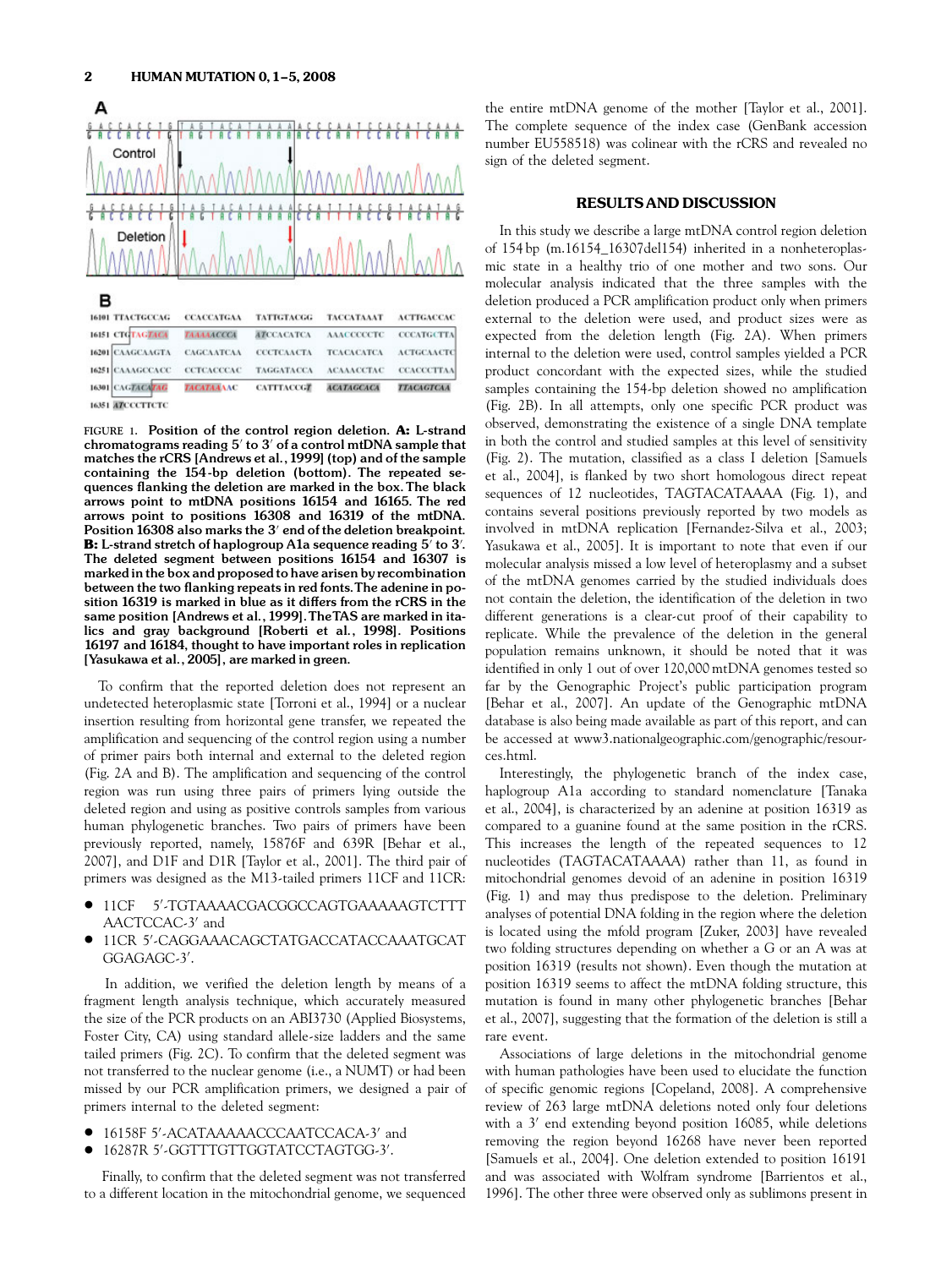FIGURE 1. **Position of the control region deletion. A: L-strand chromatograms reading 5′ to 3′ of a control mtDNA sample that matches the rCRS [Andrews et al., 1999] (top) and of the sample containing the 154-bp deletion (bottom). The repeated sequences flanking the deletion are marked in the box. The black arrows point to mtDNA positions 16154 and 16165. The red arrows point to positions 16308 and 16319 of the mtDNA. Position 16308 also marks the 3′ end of the deletion breakpoint. B: L-strand stretch of haplogroup A1a sequence reading 5′ to 3′. The deleted segment between positions 16154 and 16307 is marked in the box and proposed to have arisen by recombination between the two flanking repeats in red fonts. The adenine in position 16319 is marked in blue as it differs from the rCRS in the same position [Andrews et al., 1999]. The TAS are marked in italics and gray background [Roberti et al., 1998]. Positions 16197 and 16184, thought to have important roles in replication [Yasukawa et al., 2005], are marked in green.**

To confirm that the reported deletion does not represent an undetected heteroplasmic state [Torroni et al., 1994] or a nuclear insertion resulting from horizontal gene transfer, we repeated the amplification and sequencing of the control region using a number of primer pairs both internal and external to the deleted region (Fig. 2A and B). The amplification and sequencing of the control region was run using three pairs of primers lying outside the deleted region and using as positive controls samples from various human phylogenetic branches. Two pairs of primers have been previously reported, namely, 15876F and 639R [Behar et al., 2007], and D1F and D1R [Taylor et al., 2001]. The third pair of primers was designed as the M13-tailed primers 11CF and 11CR:

- 11CF 5′-TGTAAAACGACGGCCAGTGAAAAAGTCTTTAACTCCAC-3′ and
- 11CR 5′-CAGGAAACAGCTATGACCATACCAAATGCATGGAGAGC-3′.

In addition, we verified the deletion length by means of a fragment length analysis technique, which accurately measured the size of the PCR products on an ABI3730 (Applied Biosystems, Foster City, CA) using standard allele-size ladders and the same tailed primers (Fig. 2C). To confirm that the deleted segment was not transferred to the nuclear genome (i.e., a NUMT) or had been missed by our PCR amplification primers, we designed a pair of primers internal to the deleted segment:

- 16158F 5′-ACATAAAAACCCAATCCACA-3′ and
- 16287R 5′-GGTTTGTTGGTATCCTAGTGG-3′.

Finally, to confirm that the deleted segment was not transferred to a different location in the mitochondrial genome, we sequenced the entire mtDNA genome of the mother [Taylor et al., 2001]. The complete sequence of the index case (GenBank accession number EU558518) was colinear with the rCRS and revealed no sign of the deleted segment.

## RESULTS AND DISCUSSION

In this study we describe a large mtDNA control region deletion of 154 bp (m.16154_16307del154) inherited in a nonheteroplasmic state in a healthy trio of one mother and two sons. Our molecular analysis indicated that the three samples with the deletion produced a PCR amplification product only when primers external to the deletion were used, and product sizes were as expected from the deletion length (Fig. 2A). When primers internal to the deletion were used, control samples yielded a PCR product concordant with the expected sizes, while the studied samples containing the 154-bp deletion showed no amplification (Fig. 2B). In all attempts, only one specific PCR product was observed, demonstrating the existence of a single DNA template in both the control and studied samples at this level of sensitivity (Fig. 2). The mutation, classified as a class I deletion [Samuels et al., 2004], is flanked by two short homologous direct repeat sequences of 12 nucleotides, TAGTACATAAAA (Fig. 1), and contains several positions previously reported by two models as involved in mtDNA replication [Fernandez-Silva et al., 2003; Yasukawa et al., 2005]. It is important to note that even if our molecular analysis missed a low level of heteroplasmy and a subset of the mtDNA genomes carried by the studied individuals does not contain the deletion, the identification of the deletion in two different generations is a clear-cut proof of their capability to replicate. While the prevalence of the deletion in the general population remains unknown, it should be noted that it was identified in only 1 out of over 120,000 mtDNA genomes tested so far by the Genographic Project's public participation program [Behar et al., 2007]. An update of the Genographic mtDNA database is also being made available as part of this report, and can be accessed at www3.nationalgeographic.com/genographic/resources.html.

Interestingly, the phylogenetic branch of the index case, haplogroup A1a according to standard nomenclature [Tanaka et al., 2004], is characterized by an adenine at position 16319 as compared to a guanine found at the same position in the rCRS. This increases the length of the repeated sequences to 12 nucleotides (TAGTACATAAAA) rather than 11, as found in mitochondrial genomes devoid of an adenine in position 16319 (Fig. 1) and may thus predispose to the deletion. Preliminary analyses of potential DNA folding in the region where the deletion is located using the mfold program [Zuker, 2003] have revealed two folding structures depending on whether a G or an A was at position 16319 (results not shown). Even though the mutation at position 16319 seems to affect the mtDNA folding structure, this mutation is found in many other phylogenetic branches [Behar et al., 2007], suggesting that the formation of the deletion is still a rare event.

Associations of large deletions in the mitochondrial genome with human pathologies have been used to elucidate the function of specific genomic regions [Copeland, 2008]. A comprehensive review of 263 large mtDNA deletions noted only four deletions with a 3′ end extending beyond position 16085, while deletions removing the region beyond 16268 have never been reported [Samuels et al., 2004]. One deletion extended to position 16191 and was associated with Wolfram syndrome [Barrientos et al., 1996]. The other three were observed only as sublimons present in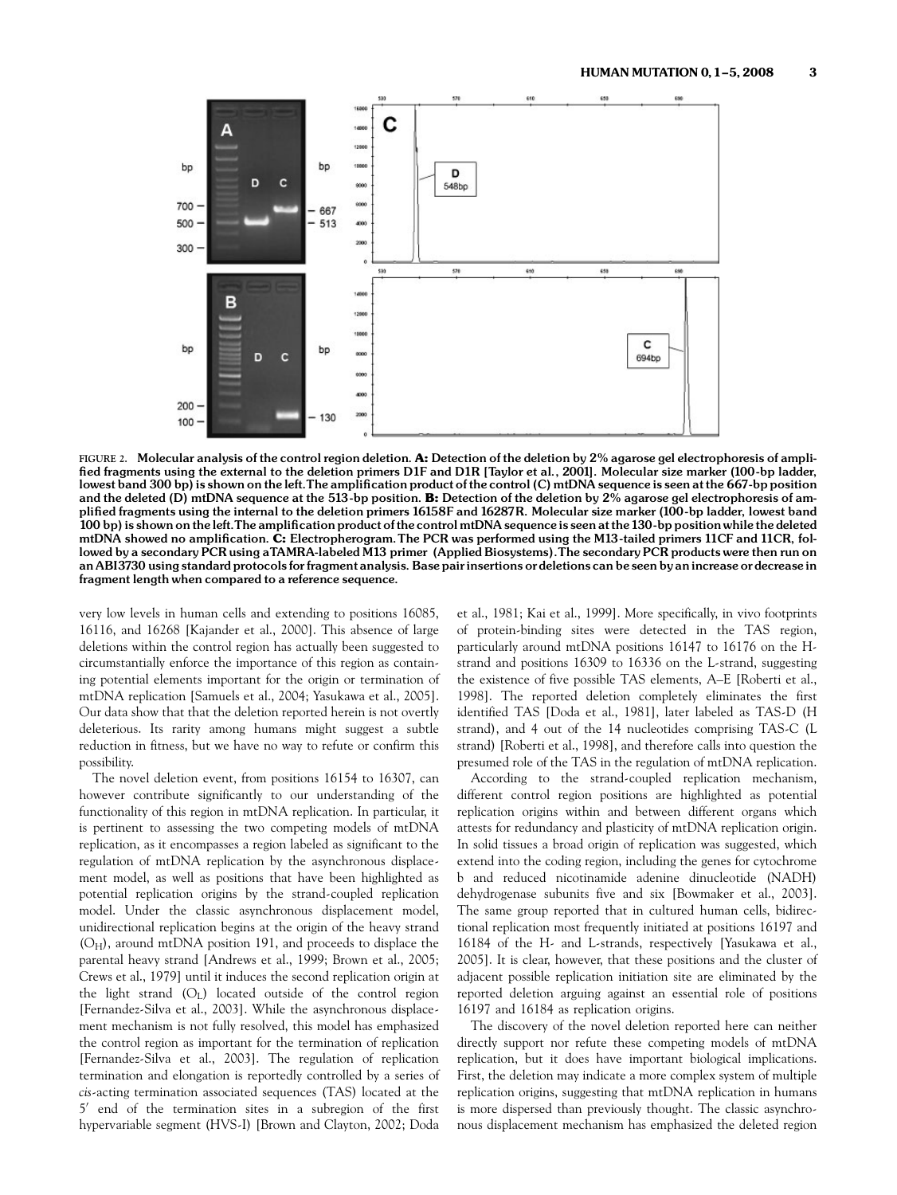FIGURE 2. **Molecular analysis of the control region deletion. A: Detection of the deletion by 2% agarose gel electrophoresis of amplified fragments using the external to the deletion primers D1F and D1R [Taylor et al., 2001]. Molecular size marker (100-bp ladder, lowest band 300 bp) is shown on the left. The amplification product of the control (C) mtDNA sequence is seen at the 667-bp position and the deleted (D) mtDNA sequence at the 513-bp position. B: Detection of the deletion by 2% agarose gel electrophoresis of amplified fragments using the internal to the deletion primers 16158F and 16287R. Molecular size marker (100-bp ladder, lowest band 100 bp) is shown on the left. The amplification product of the control mtDNA sequence is seen at the 130-bp position while the deleted mtDNA showed no amplification. C: Electropherogram. The PCR was performed using the M13-tailed primers 11CF and 11CR, followed by a secondary PCR using a TAMRA-labeled M13 primer (Applied Biosystems). The secondary PCR products were then run on an ABI3730 using standard protocols for fragment analysis. Base pair insertions or deletions can be seen by an increase or decrease in fragment length when compared to a reference sequence.**

very low levels in human cells and extending to positions 16085, 16116, and 16268 [Kajander et al., 2000]. This absence of large deletions within the control region has actually been suggested to circumstantially enforce the importance of this region as containing potential elements important for the origin or termination of mtDNA replication [Samuels et al., 2004; Yasukawa et al., 2005]. Our data show that that the deletion reported herein is not overtly deleterious. Its rarity among humans might suggest a subtle reduction in fitness, but we have no way to refute or confirm this possibility.

The novel deletion event, from positions 16154 to 16307, can however contribute significantly to our understanding of the functionality of this region in mtDNA replication. In particular, it is pertinent to assessing the two competing models of mtDNA replication, as it encompasses a region labeled as significant to the regulation of mtDNA replication by the asynchronous displacement model, as well as positions that have been highlighted as potential replication origins by the strand-coupled replication model. Under the classic asynchronous displacement model, unidirectional replication begins at the origin of the heavy strand ($O_H$), around mtDNA position 191, and proceeds to displace the parental heavy strand [Andrews et al., 1999; Brown et al., 2005; Crews et al., 1979] until it induces the second replication origin at the light strand ($O_L$) located outside of the control region [Fernandez-Silva et al., 2003]. While the asynchronous displacement mechanism is not fully resolved, this model has emphasized the control region as important for the termination of replication [Fernandez-Silva et al., 2003]. The regulation of replication termination and elongation is reportedly controlled by a series of *cis*-acting termination associated sequences (TAS) located at the 5′ end of the termination sites in a subregion of the first hypervariable segment (HVS-I) [Brown and Clayton, 2002; Doda et al., 1981; Kai et al., 1999]. More specifically, in vivo footprints of protein-binding sites were detected in the TAS region, particularly around mtDNA positions 16147 to 16176 on the H-strand and positions 16309 to 16336 on the L-strand, suggesting the existence of five possible TAS elements, A–E [Roberti et al., 1998]. The reported deletion completely eliminates the first identified TAS [Doda et al., 1981], later labeled as TAS-D (H strand), and 4 out of the 14 nucleotides comprising TAS-C (L strand) [Roberti et al., 1998], and therefore calls into question the presumed role of the TAS in the regulation of mtDNA replication.

According to the strand-coupled replication mechanism, different control region positions are highlighted as potential replication origins within and between different organs which attests for redundancy and plasticity of mtDNA replication origin. In solid tissues a broad origin of replication was suggested, which extend into the coding region, including the genes for cytochrome b and reduced nicotinamide adenine dinucleotide (NADH) dehydrogenase subunits five and six [Bowmaker et al., 2003]. The same group reported that in cultured human cells, bidirectional replication most frequently initiated at positions 16197 and 16184 of the H- and L-strands, respectively [Yasukawa et al., 2005]. It is clear, however, that these positions and the cluster of adjacent possible replication initiation site are eliminated by the reported deletion arguing against an essential role of positions 16197 and 16184 as replication origins.

The discovery of the novel deletion reported here can neither directly support nor refute these competing models of mtDNA replication, but it does have important biological implications. First, the deletion may indicate a more complex system of multiple replication origins, suggesting that mtDNA replication in humans is more dispersed than previously thought. The classic asynchronous displacement mechanism has emphasized the deleted region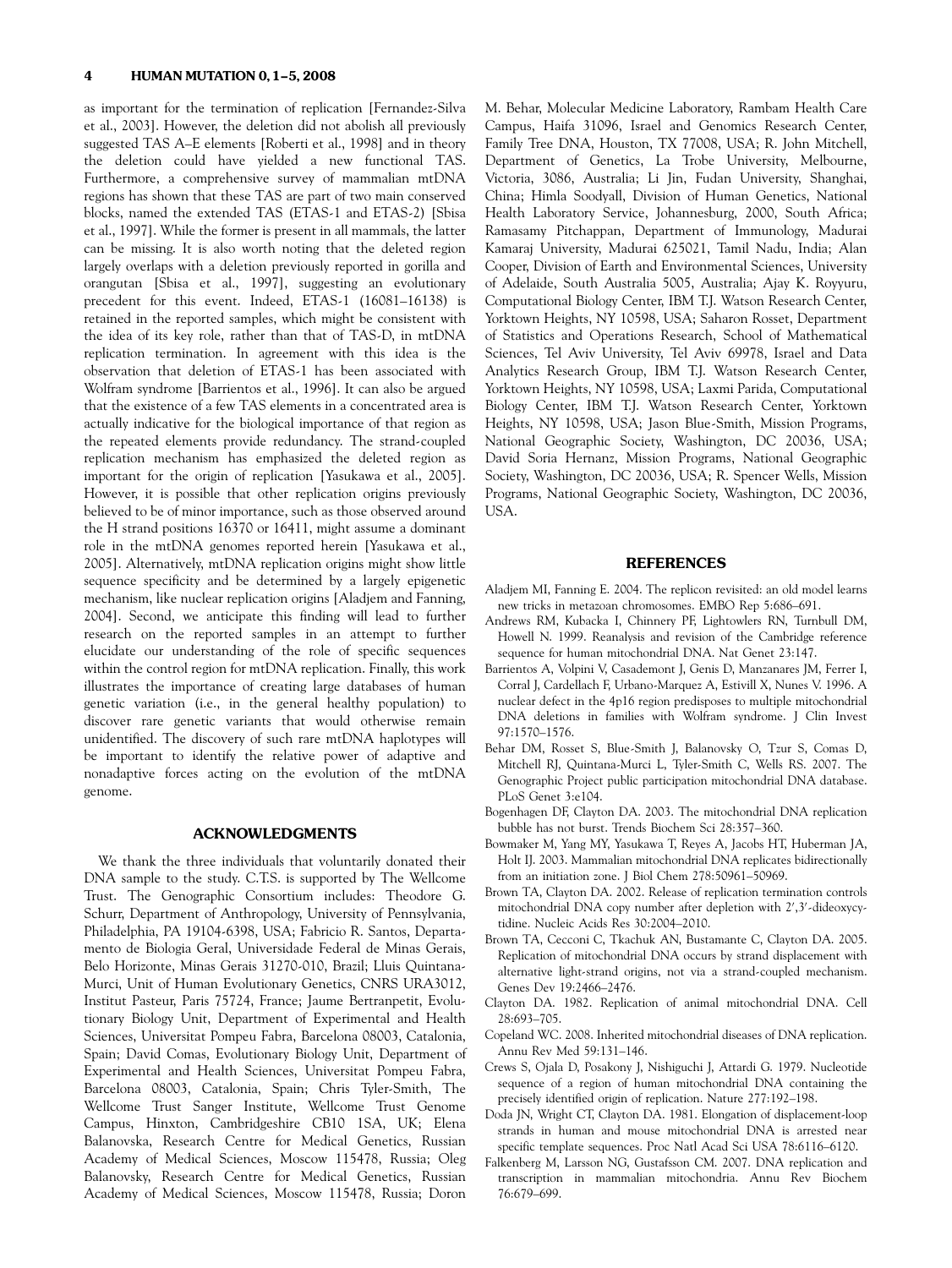as important for the termination of replication [Fernandez-Silva et al., 2003]. However, the deletion did not abolish all previously suggested TAS A–E elements [Roberti et al., 1998] and in theory the deletion could have yielded a new functional TAS. Furthermore, a comprehensive survey of mammalian mtDNA regions has shown that these TAS are part of two main conserved blocks, named the extended TAS (ETAS-1 and ETAS-2) [Sbisa et al., 1997]. While the former is present in all mammals, the latter can be missing. It is also worth noting that the deleted region largely overlaps with a deletion previously reported in gorilla and orangutan [Sbisa et al., 1997], suggesting an evolutionary precedent for this event. Indeed, ETAS-1 (16081–16138) is retained in the reported samples, which might be consistent with the idea of its key role, rather than that of TAS-D, in mtDNA replication termination. In agreement with this idea is the observation that deletion of ETAS-1 has been associated with Wolfram syndrome [Barrientos et al., 1996]. It can also be argued that the existence of a few TAS elements in a concentrated area is actually indicative for the biological importance of that region as the repeated elements provide redundancy. The strand-coupled replication mechanism has emphasized the deleted region as important for the origin of replication [Yasukawa et al., 2005]. However, it is possible that other replication origins previously believed to be of minor importance, such as those observed around the H strand positions 16370 or 16411, might assume a dominant role in the mtDNA genomes reported herein [Yasukawa et al., 2005]. Alternatively, mtDNA replication origins might show little sequence specificity and be determined by a largely epigenetic mechanism, like nuclear replication origins [Aladjem and Fanning, 2004]. Second, we anticipate this finding will lead to further research on the reported samples in an attempt to further elucidate our understanding of the role of specific sequences within the control region for mtDNA replication. Finally, this work illustrates the importance of creating large databases of human genetic variation (i.e., in the general healthy population) to discover rare genetic variants that would otherwise remain unidentified. The discovery of such rare mtDNA haplotypes will be important to identify the relative power of adaptive and nonadaptive forces acting on the evolution of the mtDNA genome.

## ACKNOWLEDGMENTS

We thank the three individuals that voluntarily donated their DNA sample to the study. C.T.S. is supported by The Wellcome Trust. The Genographic Consortium includes: Theodore G. Schurr, Department of Anthropology, University of Pennsylvania, Philadelphia, PA 19104-6398, USA; Fabricio R. Santos, Departamento de Biologia Geral, Universidade Federal de Minas Gerais, Belo Horizonte, Minas Gerais 31270-010, Brazil; Lluis Quintana-Murci, Unit of Human Evolutionary Genetics, CNRS URA3012, Institut Pasteur, Paris 75724, France; Jaume Bertranpetit, Evolutionary Biology Unit, Department of Experimental and Health Sciences, Universitat Pompeu Fabra, Barcelona 08003, Catalonia, Spain; David Comas, Evolutionary Biology Unit, Department of Experimental and Health Sciences, Universitat Pompeu Fabra, Barcelona 08003, Catalonia, Spain; Chris Tyler-Smith, The Wellcome Trust Sanger Institute, Wellcome Trust Genome Campus, Hinxton, Cambridgeshire CB10 1SA, UK; Elena Balanovska, Research Centre for Medical Genetics, Russian Academy of Medical Sciences, Moscow 115478, Russia; Oleg Balanovsky, Research Centre for Medical Genetics, Russian Academy of Medical Sciences, Moscow 115478, Russia; Doron M. Behar, Molecular Medicine Laboratory, Rambam Health Care Campus, Haifa 31096, Israel and Genomics Research Center, Family Tree DNA, Houston, TX 77008, USA; R. John Mitchell, Department of Genetics, La Trobe University, Melbourne, Victoria, 3086, Australia; Li Jin, Fudan University, Shanghai, China; Himla Soodyall, Division of Human Genetics, National Health Laboratory Service, Johannesburg, 2000, South Africa; Ramasamy Pitchappan, Department of Immunology, Madurai Kamaraj University, Madurai 625021, Tamil Nadu, India; Alan Cooper, Division of Earth and Environmental Sciences, University of Adelaide, South Australia 5005, Australia; Ajay K. Royyuru, Computational Biology Center, IBM T.J. Watson Research Center, Yorktown Heights, NY 10598, USA; Saharon Rosset, Department of Statistics and Operations Research, School of Mathematical Sciences, Tel Aviv University, Tel Aviv 69978, Israel and Data Analytics Research Group, IBM T.J. Watson Research Center, Yorktown Heights, NY 10598, USA; Laxmi Parida, Computational Biology Center, IBM T.J. Watson Research Center, Yorktown Heights, NY 10598, USA; Jason Blue-Smith, Mission Programs, National Geographic Society, Washington, DC 20036, USA; David Soria Hernanz, Mission Programs, National Geographic Society, Washington, DC 20036, USA; R. Spencer Wells, Mission Programs, National Geographic Society, Washington, DC 20036, USA.

## REFERENCES

Aladjem MI, Fanning E. 2004. The replicon revisited: an old model learns new tricks in metazoan chromosomes. EMBO Rep 5:686–691.

Andrews RM, Kubacka I, Chinnery PF, Lightowlers RN, Turnbull DM, Howell N. 1999. Reanalysis and revision of the Cambridge reference sequence for human mitochondrial DNA. Nat Genet 23:147.

Barrientos A, Volpini V, Casademont J, Genis D, Manzanares JM, Ferrer I, Corral J, Cardellach F, Urbano-Marquez A, Estivill X, Nunes V. 1996. A nuclear defect in the 4p16 region predisposes to multiple mitochondrial DNA deletions in families with Wolfram syndrome. J Clin Invest 97:1570–1576.

Behar DM, Rosset S, Blue-Smith J, Balanovsky O, Tzur S, Comas D, Mitchell RJ, Quintana-Murci L, Tyler-Smith C, Wells RS. 2007. The Genographic Project public participation mitochondrial DNA database. PLoS Genet 3:e104.

Bogenhagen DF, Clayton DA. 2003. The mitochondrial DNA replication bubble has not burst. Trends Biochem Sci 28:357–360.

Bowmaker M, Yang MY, Yasukawa T, Reyes A, Jacobs HT, Huberman JA, Holt IJ. 2003. Mammalian mitochondrial DNA replicates bidirectionally from an initiation zone. J Biol Chem 278:50961–50969.

Brown TA, Clayton DA. 2002. Release of replication termination controls mitochondrial DNA copy number after depletion with 2′,3′-dideoxycytidine. Nucleic Acids Res 30:2004–2010.

Brown TA, Cecconi C, Tkachuk AN, Bustamante C, Clayton DA. 2005. Replication of mitochondrial DNA occurs by strand displacement with alternative light-strand origins, not via a strand-coupled mechanism. Genes Dev 19:2466–2476.

Clayton DA. 1982. Replication of animal mitochondrial DNA. Cell 28:693–705.

Copeland WC. 2008. Inherited mitochondrial diseases of DNA replication. Annu Rev Med 59:131–146.

Crews S, Ojala D, Posakony J, Nishiguchi J, Attardi G. 1979. Nucleotide sequence of a region of human mitochondrial DNA containing the precisely identified origin of replication. Nature 277:192–198.

Doda JN, Wright CT, Clayton DA. 1981. Elongation of displacement-loop strands in human and mouse mitochondrial DNA is arrested near specific template sequences. Proc Natl Acad Sci USA 78:6116–6120.

Falkenberg M, Larsson NG, Gustafsson CM. 2007. DNA replication and transcription in mammalian mitochondria. Annu Rev Biochem 76:679–699.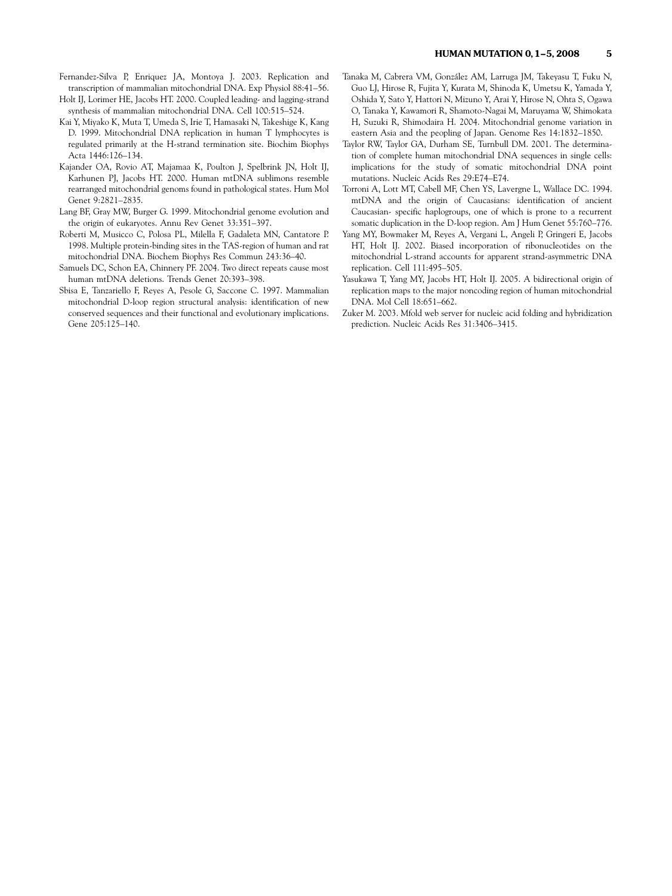Fernandez-Silva P, Enriquez JA, Montoya J. 2003. Replication and transcription of mammalian mitochondrial DNA. Exp Physiol 88:41–56.

Holt IJ, Lorimer HE, Jacobs HT. 2000. Coupled leading- and lagging-strand synthesis of mammalian mitochondrial DNA. Cell 100:515–524.

Kai Y, Miyako K, Muta T, Umeda S, Irie T, Hamasaki N, Takeshige K, Kang D. 1999. Mitochondrial DNA replication in human T lymphocytes is regulated primarily at the H-strand termination site. Biochim Biophys Acta 1446:126–134.

Kajander OA, Rovio AT, Majamaa K, Poulton J, Spelbrink JN, Holt IJ, Karhunen PJ, Jacobs HT. 2000. Human mtDNA sublimons resemble rearranged mitochondrial genoms found in pathological states. Hum Mol Genet 9:2821–2835.

Lang BF, Gray MW, Burger G. 1999. Mitochondrial genome evolution and the origin of eukaryotes. Annu Rev Genet 33:351–397.

Roberti M, Musicco C, Polosa PL, Milella F, Gadaleta MN, Cantatore P. 1998. Multiple protein-binding sites in the TAS-region of human and rat mitochondrial DNA. Biochem Biophys Res Commun 243:36–40.

Samuels DC, Schon EA, Chinnery PF. 2004. Two direct repeats cause most human mtDNA deletions. Trends Genet 20:393–398.

Sbisa E, Tanzariello F, Reyes A, Pesole G, Saccone C. 1997. Mammalian mitochondrial D-loop region structural analysis: identification of new conserved sequences and their functional and evolutionary implications. Gene 205:125–140.

Tanaka M, Cabrera VM, González AM, Larruga JM, Takeyasu T, Fuku N, Guo LJ, Hirose R, Fujita Y, Kurata M, Shinoda K, Umetsu K, Yamada Y, Oshida Y, Sato Y, Hattori N, Mizuno Y, Arai Y, Hirose N, Ohta S, Ogawa O, Tanaka Y, Kawamori R, Shamoto-Nagai M, Maruyama W, Shimokata H, Suzuki R, Shimodaira H. 2004. Mitochondrial genome variation in eastern Asia and the peopling of Japan. Genome Res 14:1832–1850.

Taylor RW, Taylor GA, Durham SE, Turnbull DM. 2001. The determination of complete human mitochondrial DNA sequences in single cells: implications for the study of somatic mitochondrial DNA point mutations. Nucleic Acids Res 29:E74–E74.

Torroni A, Lott MT, Cabell MF, Chen YS, Lavergne L, Wallace DC. 1994. mtDNA and the origin of Caucasians: identification of ancient Caucasian- specific haplogroups, one of which is prone to a recurrent somatic duplication in the D-loop region. Am J Hum Genet 55:760–776.

Yang MY, Bowmaker M, Reyes A, Vergani L, Angeli P, Gringeri E, Jacobs HT, Holt IJ. 2002. Biased incorporation of ribonucleotides on the mitochondrial L-strand accounts for apparent strand-asymmetric DNA replication. Cell 111:495–505.

Yasukawa T, Yang MY, Jacobs HT, Holt IJ. 2005. A bidirectional origin of replication maps to the major noncoding region of human mitochondrial DNA. Mol Cell 18:651–662.

Zuker M. 2003. Mfold web server for nucleic acid folding and hybridization prediction. Nucleic Acids Res 31:3406–3415.